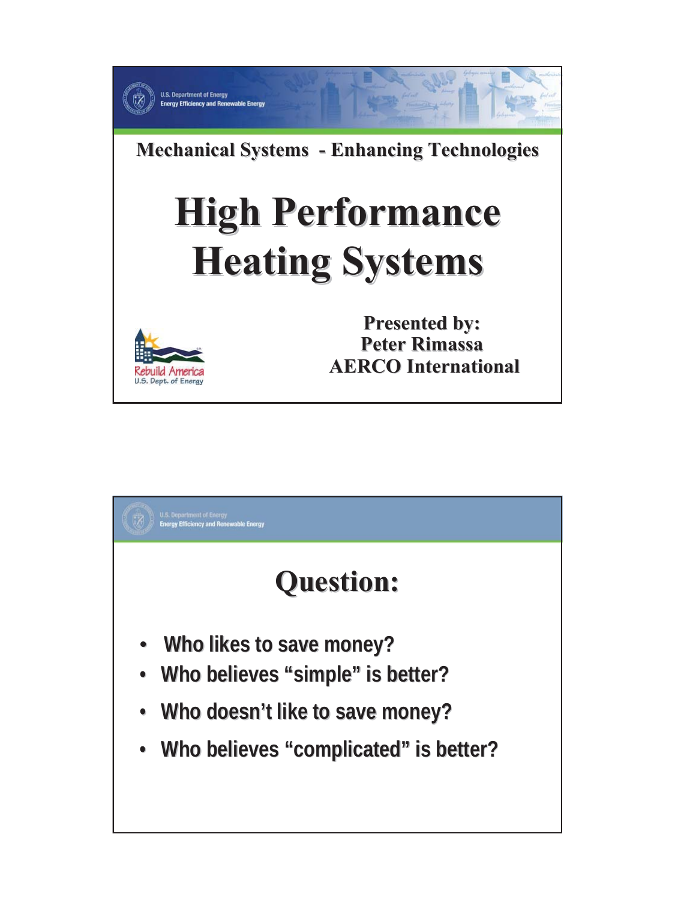U.S. Department of Energy
Energy Efficiency and Renewable Energy

## Mechanical Systems - Enhancing Technologies

# High Performance Heating Systems

Rebuild America
U.S. Dept. of Energy

**Presented by:**
**Peter Rimassa**
**AERCO International**

U.S. Department of Energy
Energy Efficiency and Renewable Energy

# Question:

- Who likes to save money?
- Who believes "simple" is better?
- Who doesn't like to save money?
- Who believes "complicated" is better?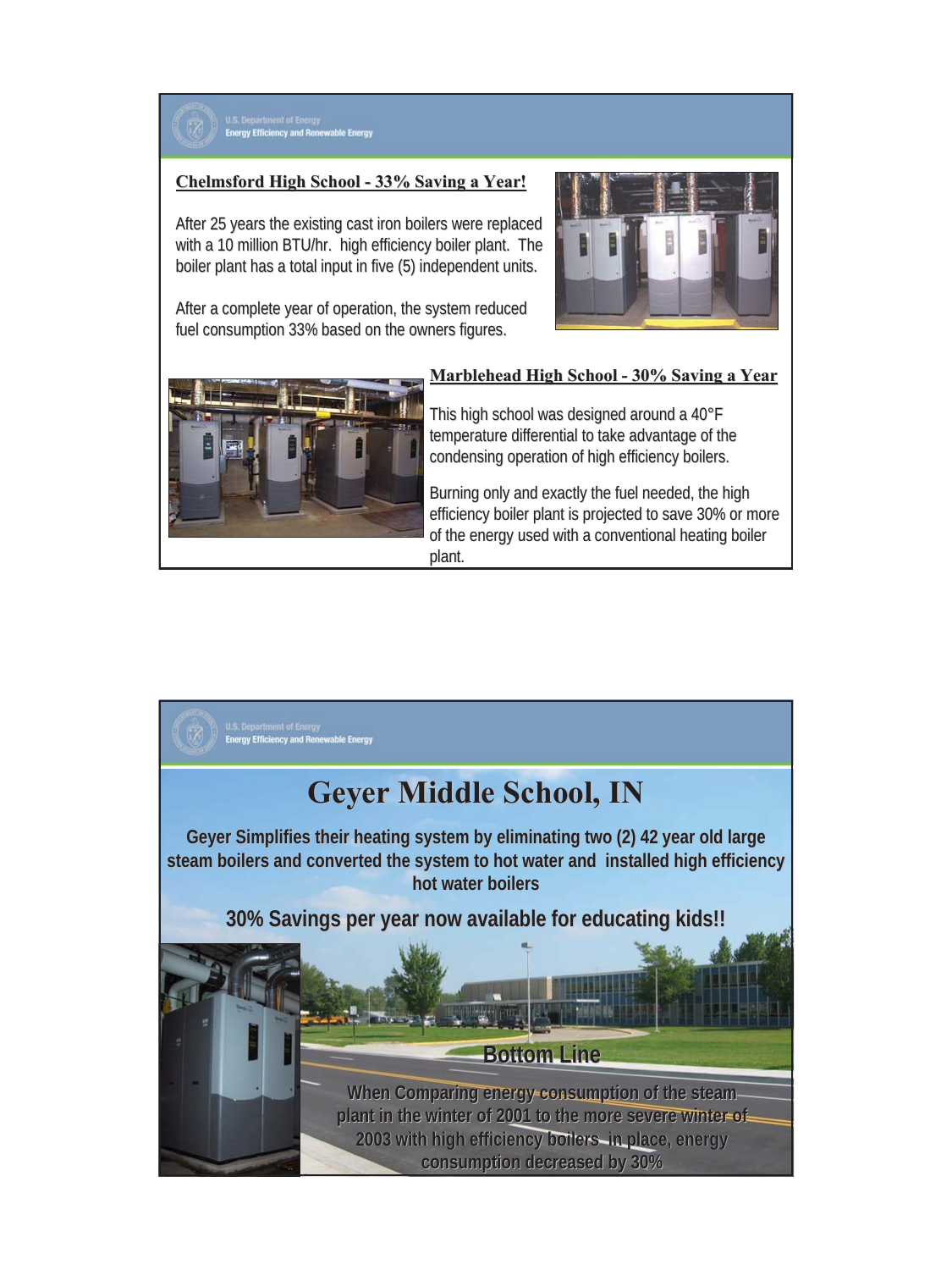## Chelmsford High School - 33% Saving a Year!

After 25 years the existing cast iron boilers were replaced with a 10 million BTU/hr. high efficiency boiler plant. The boiler plant has a total input in five (5) independent units.

After a complete year of operation, the system reduced fuel consumption 33% based on the owners figures.

## Marblehead High School - 30% Saving a Year

This high school was designed around a 40°F temperature differential to take advantage of the condensing operation of high efficiency boilers.

Burning only and exactly the fuel needed, the high efficiency boiler plant is projected to save 30% or more of the energy used with a conventional heating boiler plant.

# Geyer Middle School, IN

**Geyer Simplifies their heating system by eliminating two (2) 42 year old large steam boilers and converted the system to hot water and installed high efficiency hot water boilers**

**30% Savings per year now available for educating kids!!**

**Bottom Line**

**When Comparing energy consumption of the steam plant in the winter of 2001 to the more severe winter of 2003 with high efficiency boilers in place, energy consumption decreased by 30%**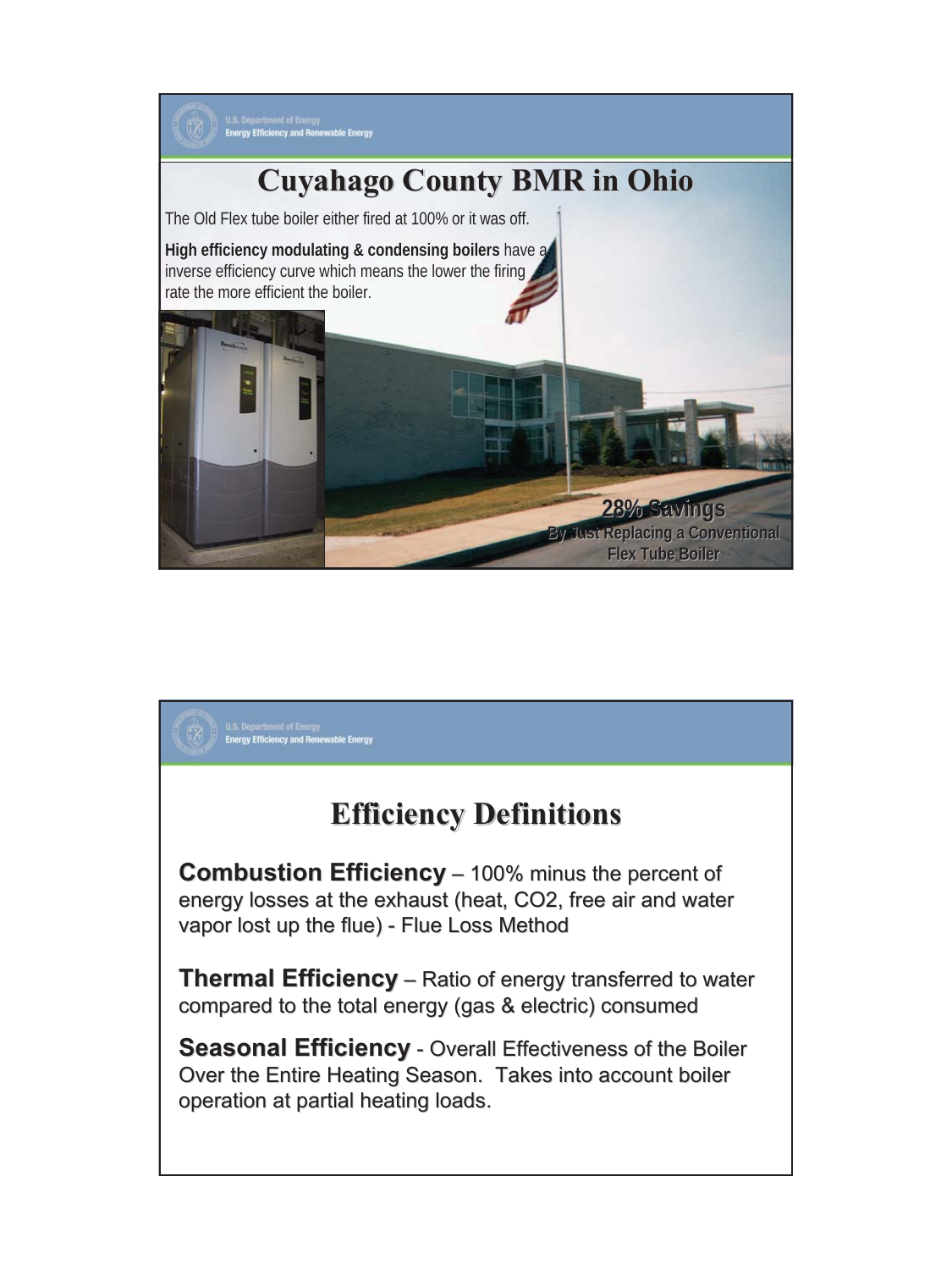# Cuyahago County BMR in Ohio

The Old Flex tube boiler either fired at 100% or it was off.

**High efficiency modulating & condensing boilers** have a inverse efficiency curve which means the lower the firing rate the more efficient the boiler.

**28% Savings**

**By Just Replacing a Conventional Flex Tube Boiler**

# Efficiency Definitions

**Combustion Efficiency** – 100% minus the percent of energy losses at the exhaust (heat, CO2, free air and water vapor lost up the flue) - Flue Loss Method

**Thermal Efficiency** – Ratio of energy transferred to water compared to the total energy (gas & electric) consumed

**Seasonal Efficiency** - Overall Effectiveness of the Boiler Over the Entire Heating Season. Takes into account boiler operation at partial heating loads.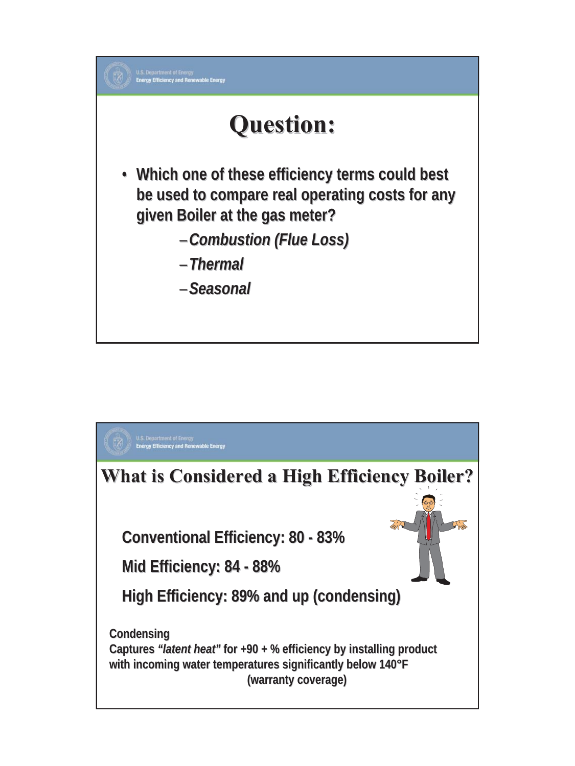# Question:

- Which one of these efficiency terms could best be used to compare real operating costs for any given Boiler at the gas meter?
  - *Combustion (Flue Loss)*
  - *Thermal*
  - *Seasonal*

# What is Considered a High Efficiency Boiler?

**Conventional Efficiency: 80 - 83%**

**Mid Efficiency: 84 - 88%**

**High Efficiency: 89% and up (condensing)**

**Condensing**
**Captures *"latent heat"* for +90 + % efficiency by installing product with incoming water temperatures significantly below 140°F (warranty coverage)**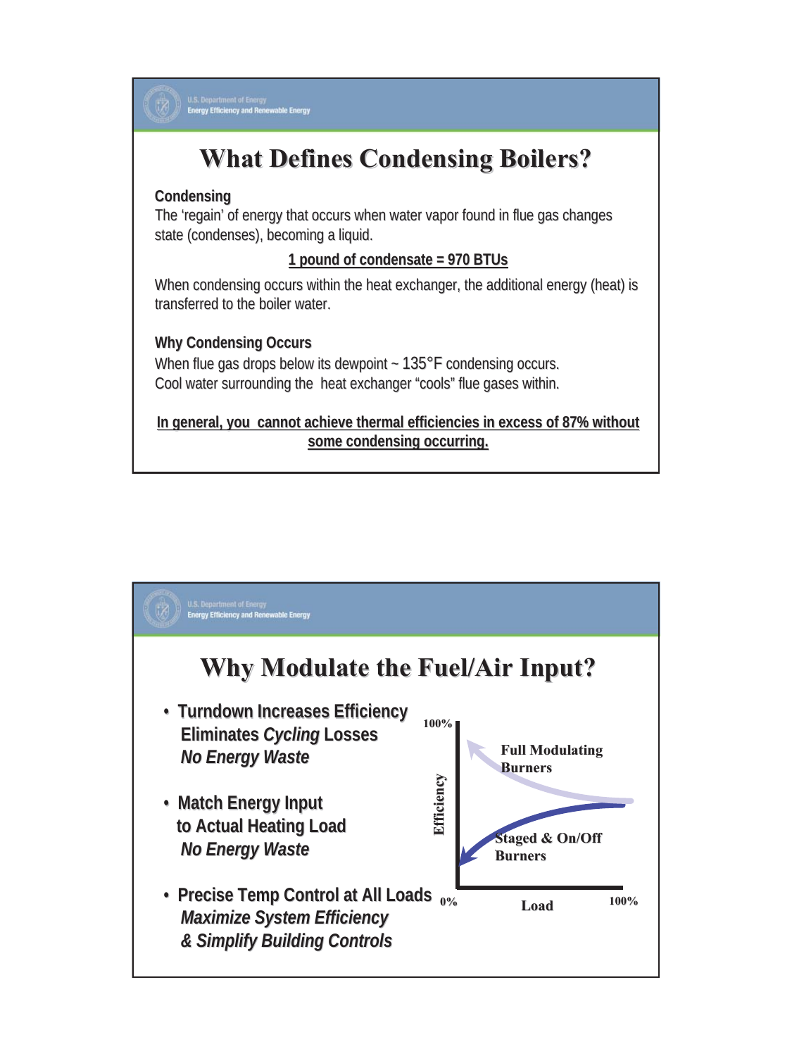# What Defines Condensing Boilers?

**Condensing**

The 'regain' of energy that occurs when water vapor found in flue gas changes state (condenses), becoming a liquid.

**1 pound of condensate = 970 BTUs**

When condensing occurs within the heat exchanger, the additional energy (heat) is transferred to the boiler water.

**Why Condensing Occurs**

When flue gas drops below its dewpoint ~ 135°F condensing occurs.
Cool water surrounding the heat exchanger "cools" flue gases within.

**In general, you cannot achieve thermal efficiencies in excess of 87% without some condensing occurring.**

# Why Modulate the Fuel/Air Input?

- **Turndown Increases Efficiency**
  Eliminates *Cycling* Losses
  *No Energy Waste*
- **Match Energy Input to Actual Heating Load**
  *No Energy Waste*
- **Precise Temp Control at All Loads**
  *Maximize System Efficiency*
  *& Simplify Building Controls*

100%

Efficiency

Full Modulating Burners

Staged & On/Off Burners

0% Load 100%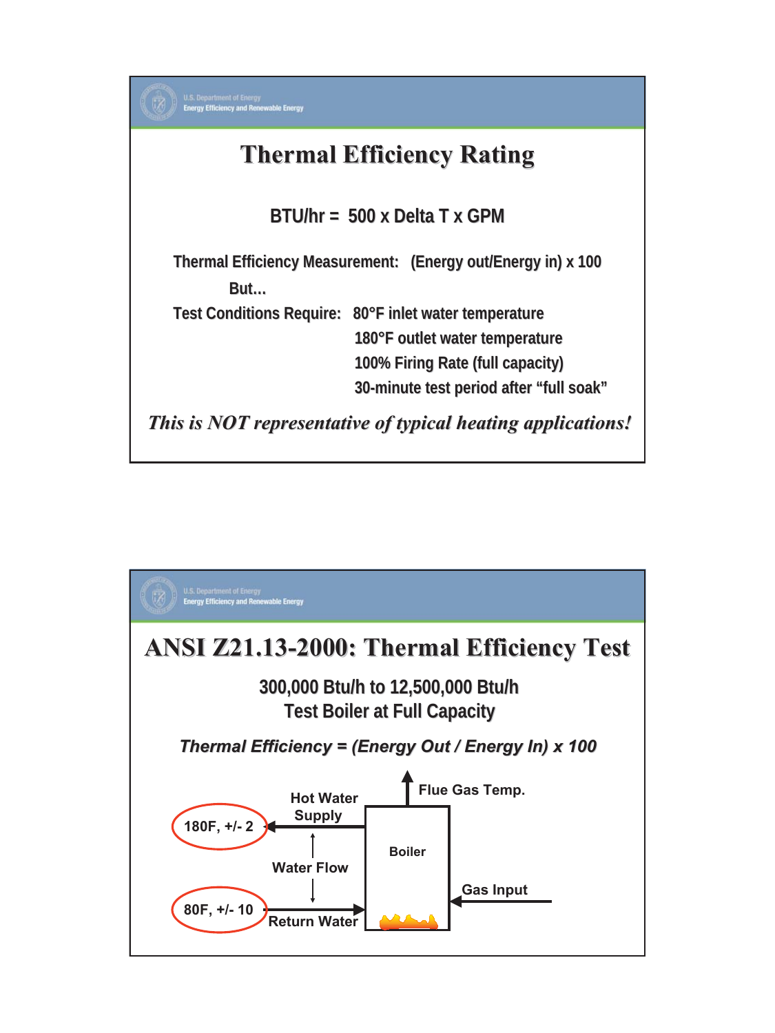# Thermal Efficiency Rating

BTU/hr = 500 x Delta T x GPM

Thermal Efficiency Measurement: (Energy out/Energy in) x 100

But...

Test Conditions Require:
- 80°F inlet water temperature
- 180°F outlet water temperature
- 100% Firing Rate (full capacity)
- 30-minute test period after "full soak"

***This is NOT representative of typical heating applications!***

# ANSI Z21.13-2000: Thermal Efficiency Test

300,000 Btu/h to 12,500,000 Btu/h

Test Boiler at Full Capacity

***Thermal Efficiency = (Energy Out / Energy In) x 100***

Flue Gas Temp.

Hot Water Supply — 180F, +/- 2

Water Flow

Boiler

Gas Input

Return Water — 80F, +/- 10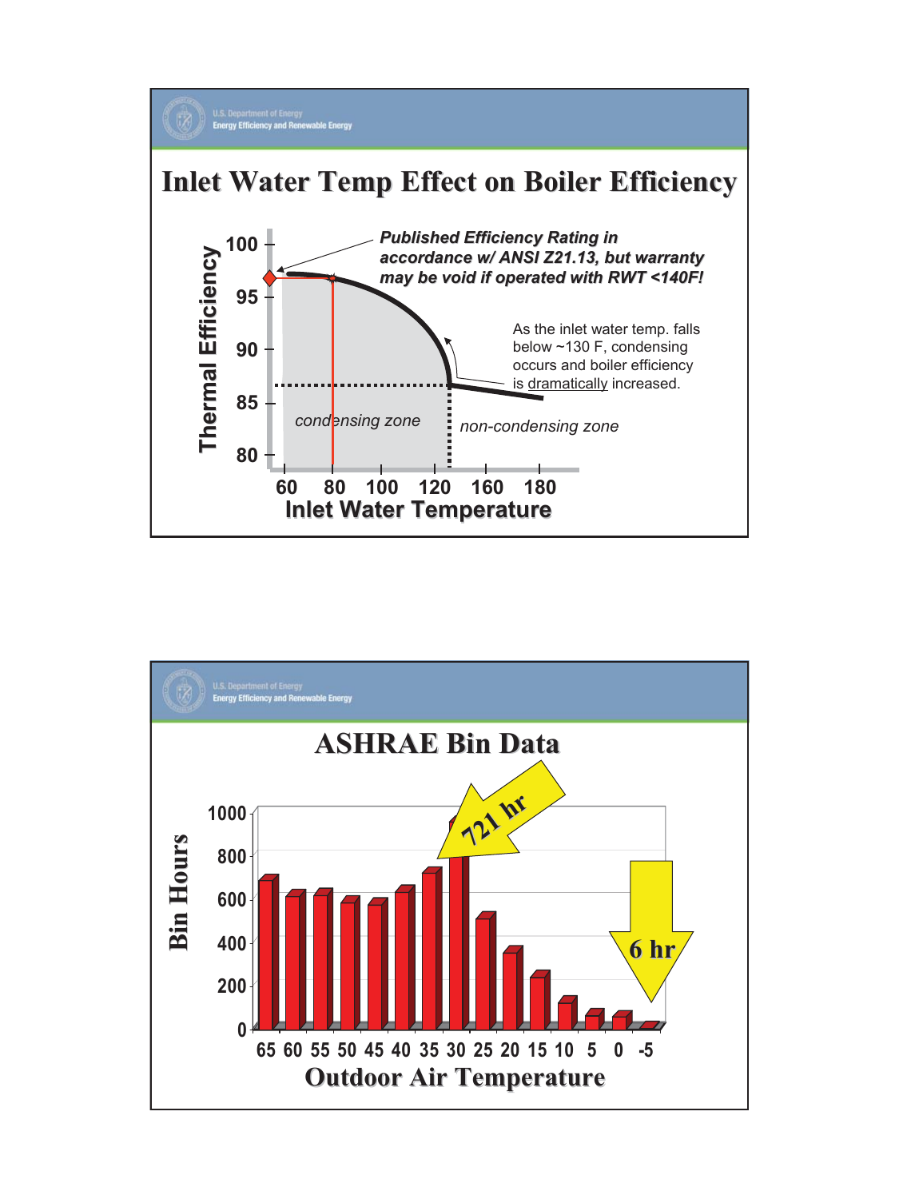# Inlet Water Temp Effect on Boiler Efficiency

Thermal Efficiency: 100, 95, 90, 85, 80

Inlet Water Temperature: 60, 80, 100, 120, 160, 180

*Published Efficiency Rating in accordance w/ ANSI Z21.13, but warranty may be void if operated with RWT <140F!*

As the inlet water temp. falls below ~130 F, condensing occurs and boiler efficiency is dramatically increased.

*condensing zone*

*non-condensing zone*

# ASHRAE Bin Data

Bin Hours: 1000, 800, 600, 400, 200, 0

Outdoor Air Temperature: 65, 60, 55, 50, 45, 40, 35, 30, 25, 20, 15, 10, 5, 0, -5

721 hr

6 hr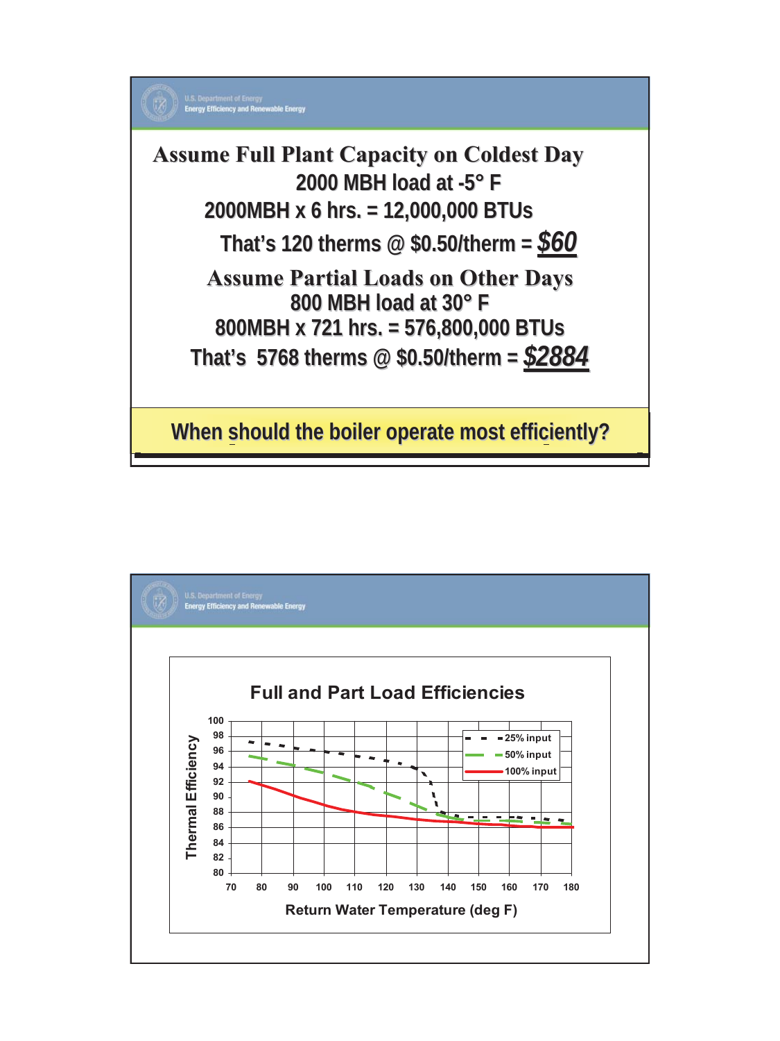# Assume Full Plant Capacity on Coldest Day

**2000 MBH load at -5° F**

**2000MBH x 6 hrs. = 12,000,000 BTUs**

**That's 120 therms @ $0.50/therm = *$60***

# Assume Partial Loads on Other Days

**800 MBH load at 30° F**

**800MBH x 721 hrs. = 576,800,000 BTUs**

**That's 5768 therms @ $0.50/therm = *$2884***

**When should the boiler operate most efficiently?**

---

## Full and Part Load Efficiencies

Thermal Efficiency (80–100) vs. Return Water Temperature (deg F) (70–180)

Legend: 25% input, 50% input, 100% input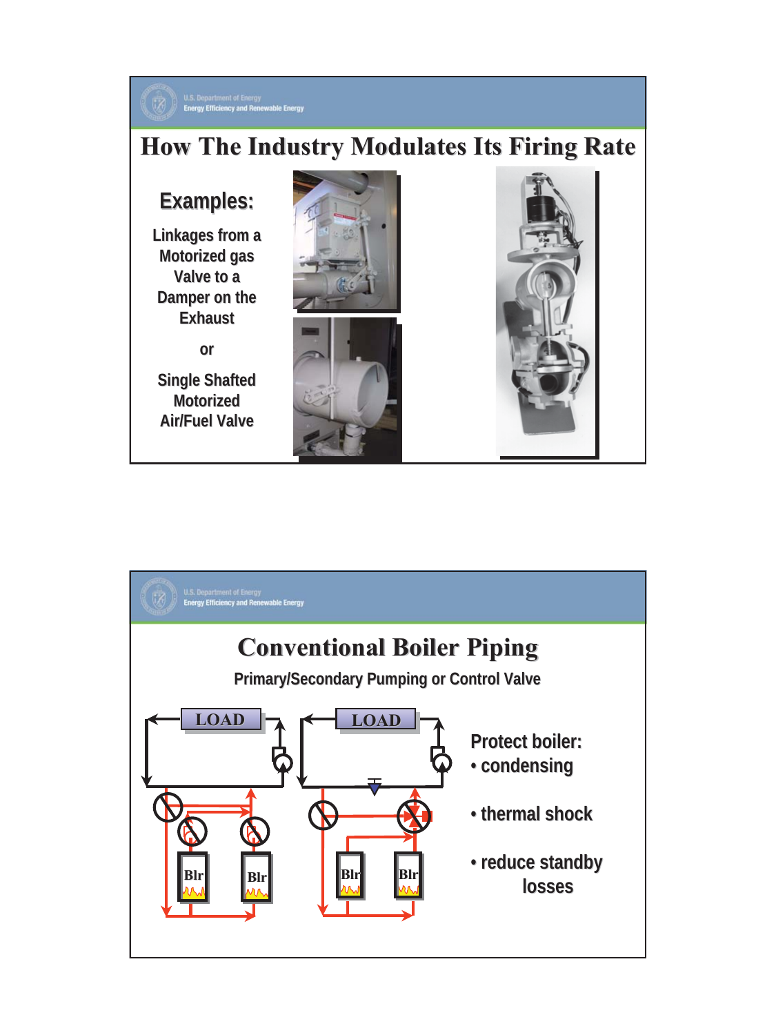# How The Industry Modulates Its Firing Rate

## Examples:

Linkages from a Motorized gas Valve to a Damper on the Exhaust

or

Single Shafted Motorized Air/Fuel Valve

# Conventional Boiler Piping

Primary/Secondary Pumping or Control Valve

LOAD

Blr

Blr

LOAD

Blr

Blr

Protect boiler:

- condensing
- thermal shock
- reduce standby losses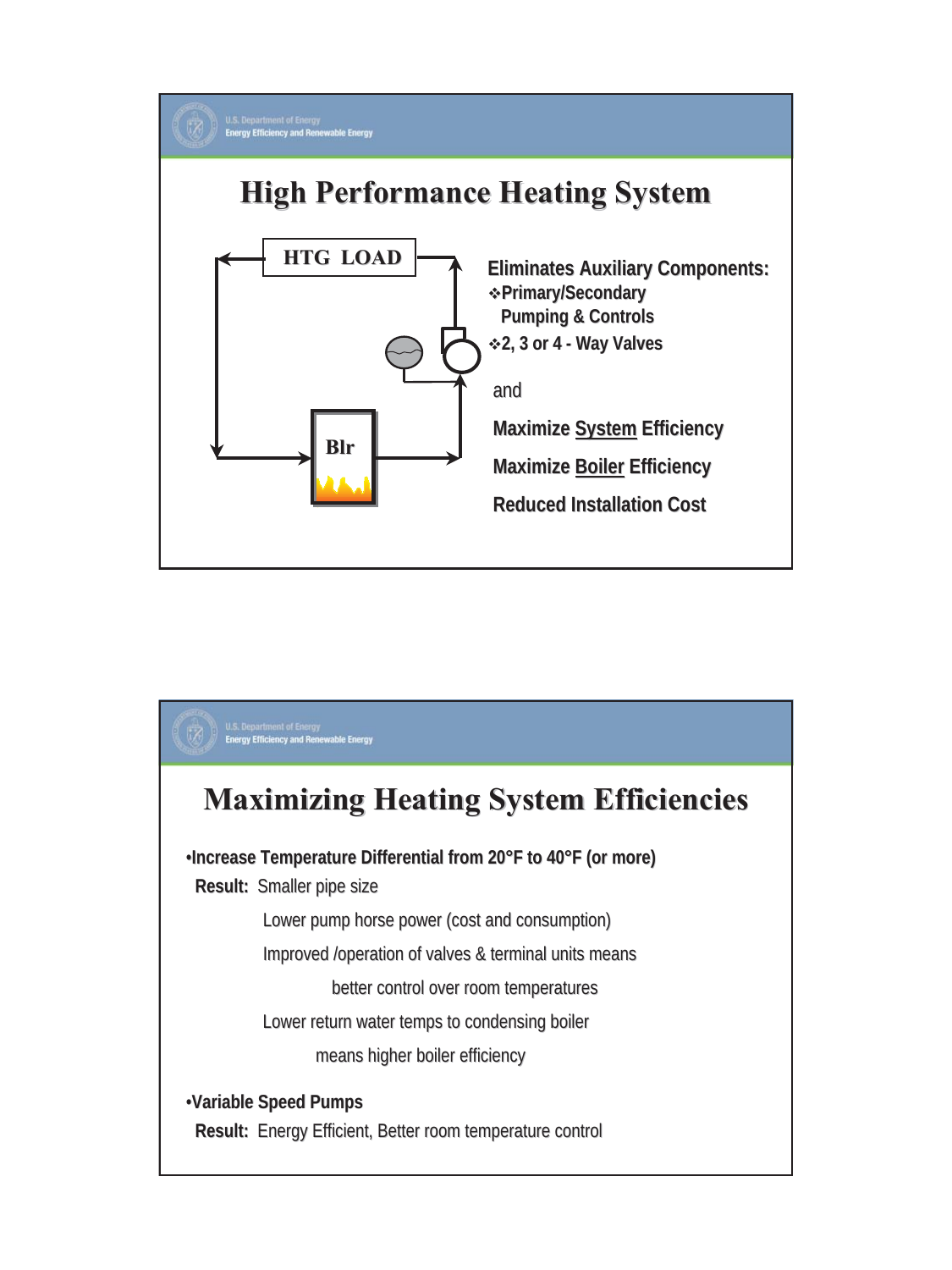# High Performance Heating System

HTG LOAD

Blr

**Eliminates Auxiliary Components:**

- **Primary/Secondary Pumping & Controls**
- **2, 3 or 4 - Way Valves**

and

**Maximize System Efficiency**

**Maximize Boiler Efficiency**

**Reduced Installation Cost**

# Maximizing Heating System Efficiencies

- **Increase Temperature Differential from 20°F to 40°F (or more)**

  **Result:** Smaller pipe size

  Lower pump horse power (cost and consumption)

  Improved /operation of valves & terminal units means better control over room temperatures

  Lower return water temps to condensing boiler means higher boiler efficiency

- **Variable Speed Pumps**

  **Result:** Energy Efficient, Better room temperature control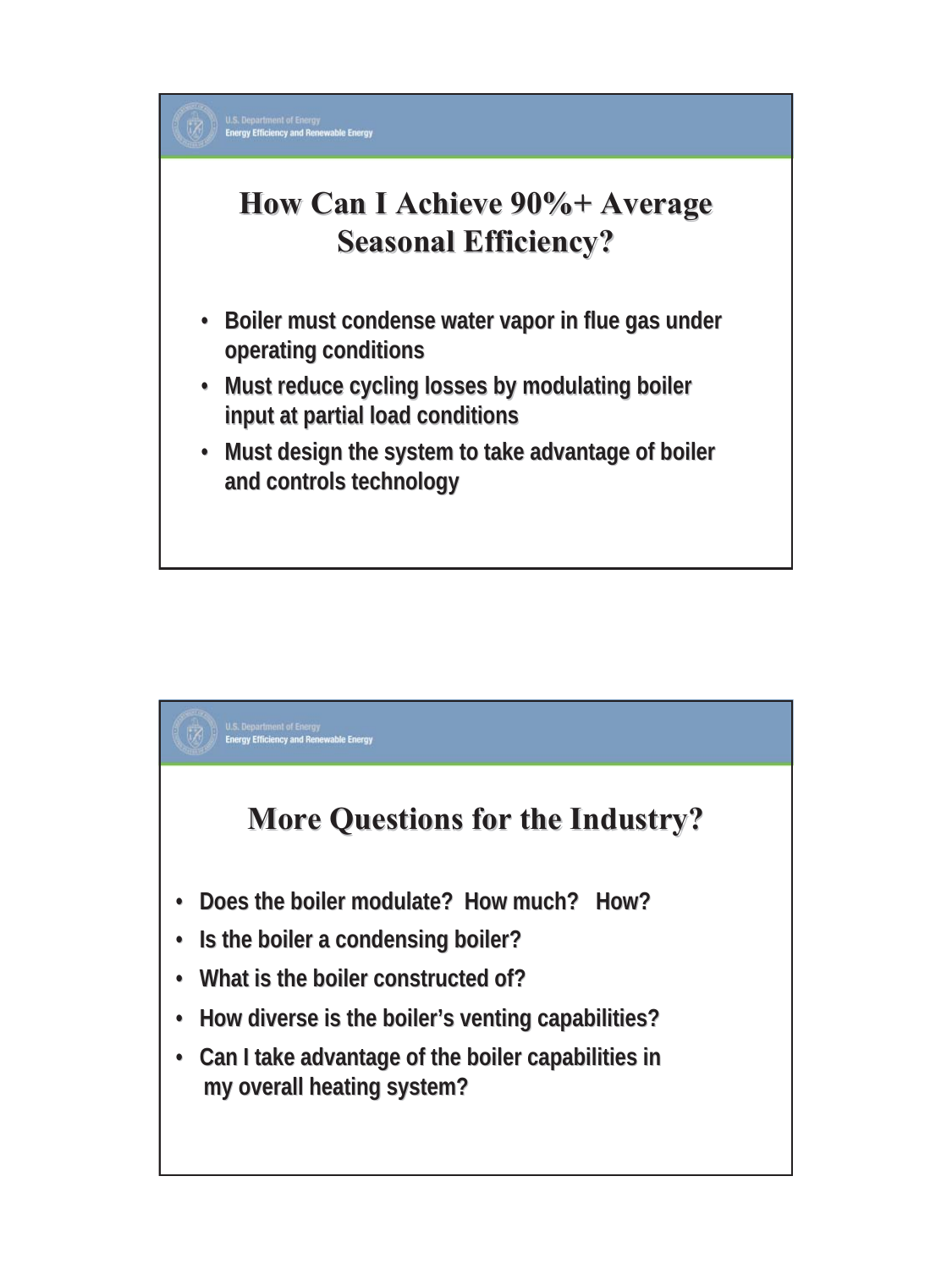## How Can I Achieve 90%+ Average Seasonal Efficiency?

- Boiler must condense water vapor in flue gas under operating conditions
- Must reduce cycling losses by modulating boiler input at partial load conditions
- Must design the system to take advantage of boiler and controls technology

## More Questions for the Industry?

- Does the boiler modulate? How much? How?
- Is the boiler a condensing boiler?
- What is the boiler constructed of?
- How diverse is the boiler's venting capabilities?
- Can I take advantage of the boiler capabilities in my overall heating system?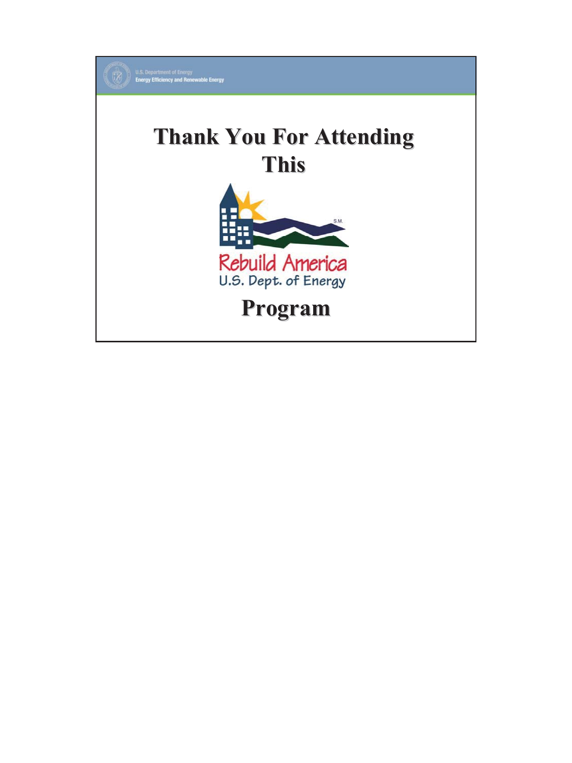U.S. Department of Energy
Energy Efficiency and Renewable Energy

# Thank You For Attending This

Rebuild America
U.S. Dept. of Energy

# Program